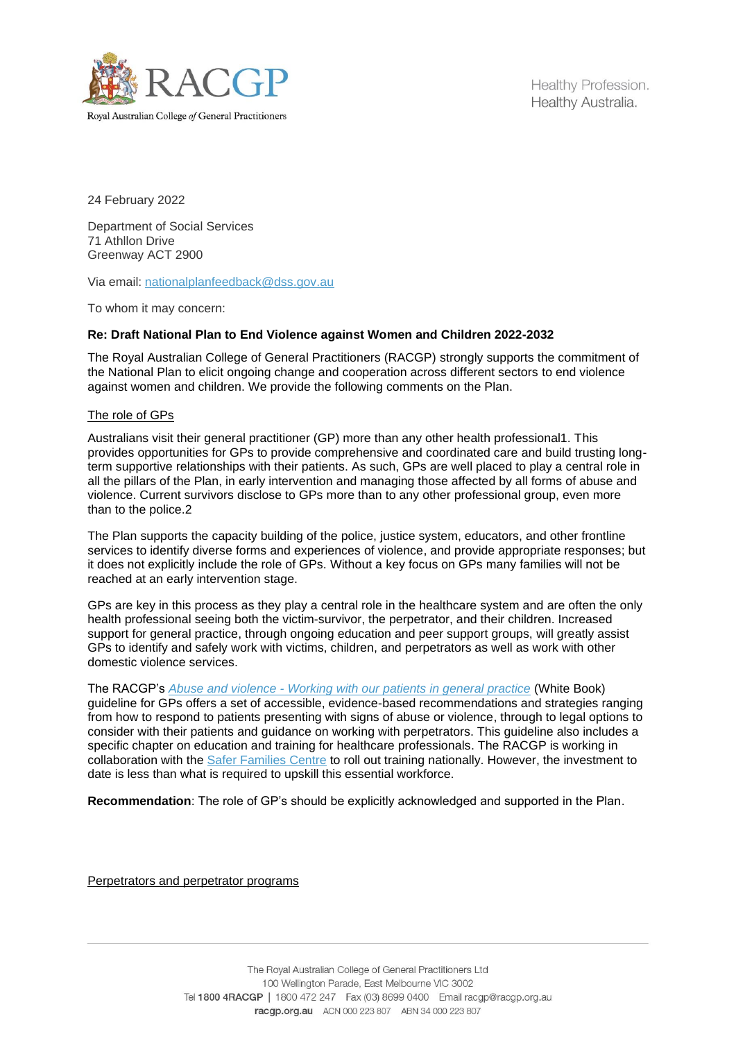24 February 2022

Department of Social Services
71 Athllon Drive
Greenway ACT 2900

Via email: nationalplanfeedback@dss.gov.au

To whom it may concern:

**Re: Draft National Plan to End Violence against Women and Children 2022-2032**

The Royal Australian College of General Practitioners (RACGP) strongly supports the commitment of the National Plan to elicit ongoing change and cooperation across different sectors to end violence against women and children. We provide the following comments on the Plan.

## The role of GPs

Australians visit their general practitioner (GP) more than any other health professional1. This provides opportunities for GPs to provide comprehensive and coordinated care and build trusting long-term supportive relationships with their patients. As such, GPs are well placed to play a central role in all the pillars of the Plan, in early intervention and managing those affected by all forms of abuse and violence. Current survivors disclose to GPs more than to any other professional group, even more than to the police.2

The Plan supports the capacity building of the police, justice system, educators, and other frontline services to identify diverse forms and experiences of violence, and provide appropriate responses; but it does not explicitly include the role of GPs. Without a key focus on GPs many families will not be reached at an early intervention stage.

GPs are key in this process as they play a central role in the healthcare system and are often the only health professional seeing both the victim-survivor, the perpetrator, and their children. Increased support for general practice, through ongoing education and peer support groups, will greatly assist GPs to identify and safely work with victims, children, and perpetrators as well as work with other domestic violence services.

The RACGP's *Abuse and violence - Working with our patients in general practice* (White Book) guideline for GPs offers a set of accessible, evidence-based recommendations and strategies ranging from how to respond to patients presenting with signs of abuse or violence, through to legal options to consider with their patients and guidance on working with perpetrators. This guideline also includes a specific chapter on education and training for healthcare professionals. The RACGP is working in collaboration with the Safer Families Centre to roll out training nationally. However, the investment to date is less than what is required to upskill this essential workforce.

**Recommendation**: The role of GP's should be explicitly acknowledged and supported in the Plan.

## Perpetrators and perpetrator programs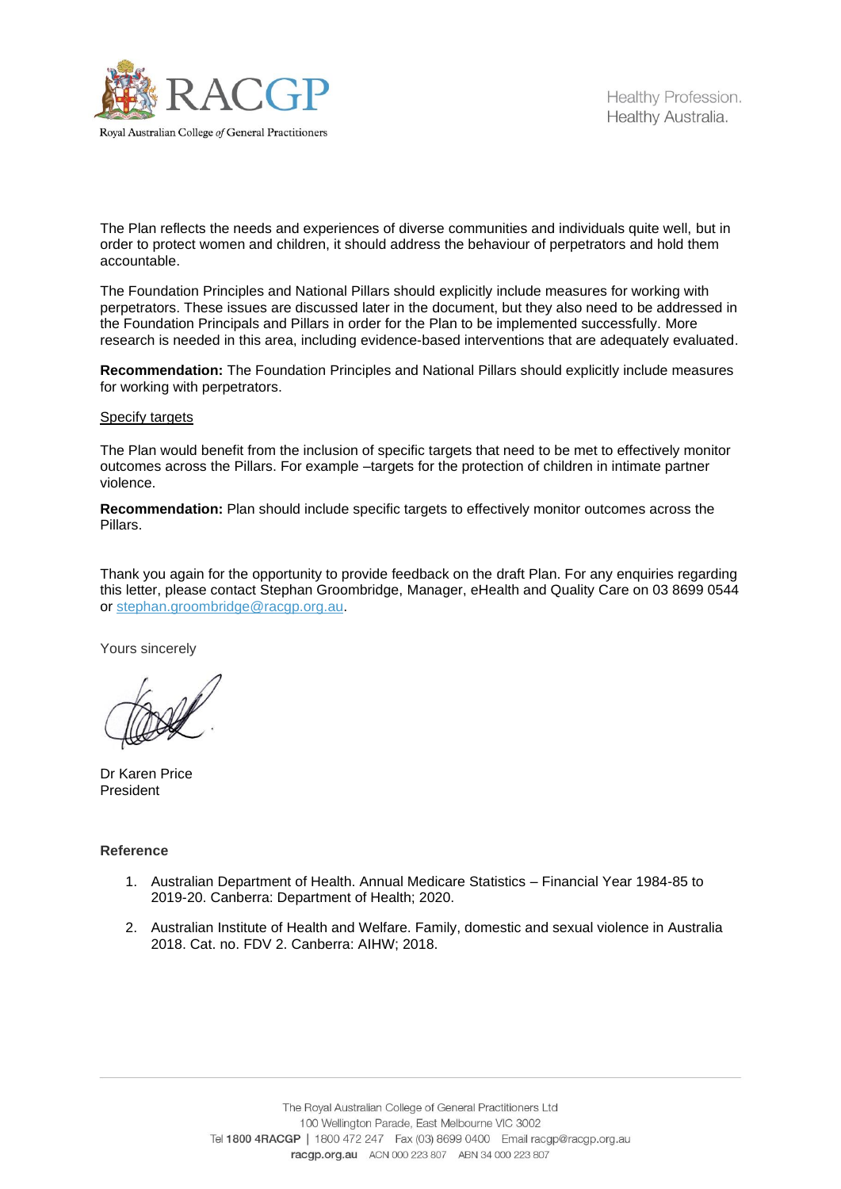The Plan reflects the needs and experiences of diverse communities and individuals quite well, but in order to protect women and children, it should address the behaviour of perpetrators and hold them accountable.

The Foundation Principles and National Pillars should explicitly include measures for working with perpetrators. These issues are discussed later in the document, but they also need to be addressed in the Foundation Principals and Pillars in order for the Plan to be implemented successfully. More research is needed in this area, including evidence-based interventions that are adequately evaluated.

**Recommendation:** The Foundation Principles and National Pillars should explicitly include measures for working with perpetrators.

<u>Specify targets</u>

The Plan would benefit from the inclusion of specific targets that need to be met to effectively monitor outcomes across the Pillars. For example –targets for the protection of children in intimate partner violence.

**Recommendation:** Plan should include specific targets to effectively monitor outcomes across the Pillars.

Thank you again for the opportunity to provide feedback on the draft Plan. For any enquiries regarding this letter, please contact Stephan Groombridge, Manager, eHealth and Quality Care on 03 8699 0544 or stephan.groombridge@racgp.org.au.

Yours sincerely

Dr Karen Price
President

**Reference**

1. Australian Department of Health. Annual Medicare Statistics – Financial Year 1984-85 to 2019-20. Canberra: Department of Health; 2020.
2. Australian Institute of Health and Welfare. Family, domestic and sexual violence in Australia 2018. Cat. no. FDV 2. Canberra: AIHW; 2018.